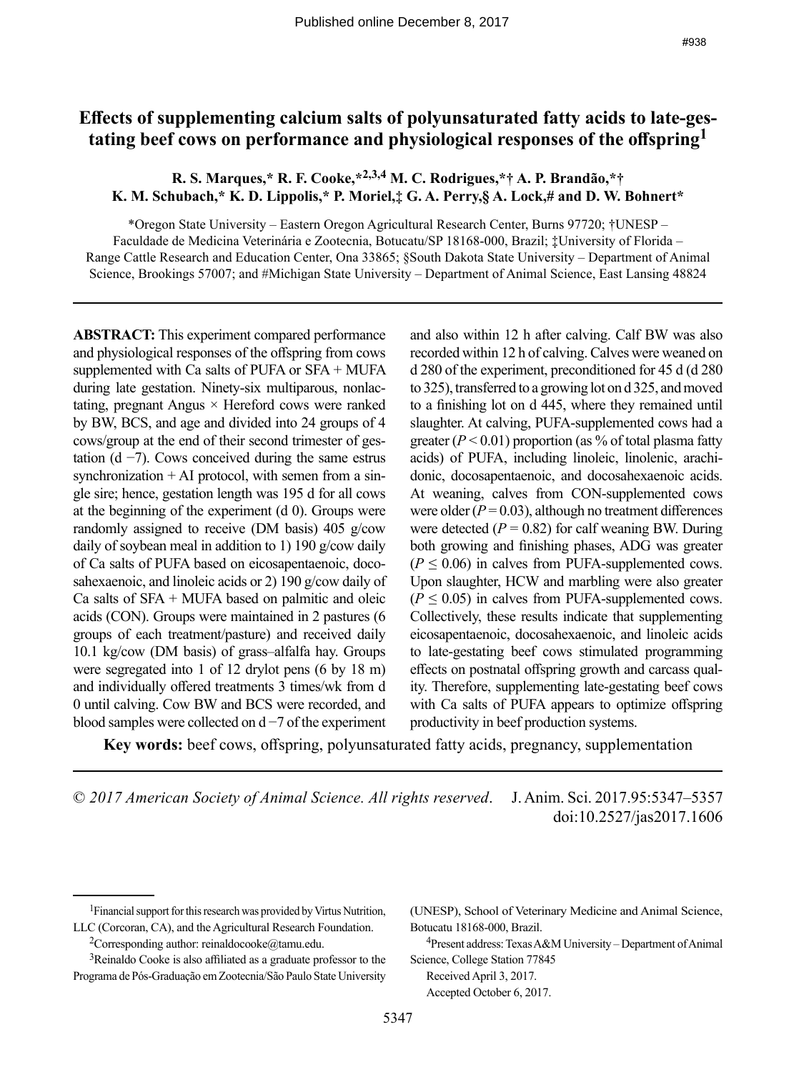# Effects of supplementing calcium salts of polyunsaturated fatty acids to late-gestating beef cows on performance and physiological responses of the offspring[1]

**R. S. Marques,\* R. F. Cooke,\*[2,3,4] M. C. Rodrigues,\*† A. P. Brandão,\*† K. M. Schubach,\* K. D. Lippolis,\* P. Moriel,‡ G. A. Perry,§ A. Lock,# and D. W. Bohnert\***

\*Oregon State University – Eastern Oregon Agricultural Research Center, Burns 97720; †UNESP – Faculdade de Medicina Veterinária e Zootecnia, Botucatu/SP 18168-000, Brazil; ‡University of Florida – Range Cattle Research and Education Center, Ona 33865; §South Dakota State University – Department of Animal Science, Brookings 57007; and #Michigan State University – Department of Animal Science, East Lansing 48824

**ABSTRACT:** This experiment compared performance and physiological responses of the offspring from cows supplemented with Ca salts of PUFA or SFA + MUFA during late gestation. Ninety-six multiparous, nonlactating, pregnant Angus × Hereford cows were ranked by BW, BCS, and age and divided into 24 groups of 4 cows/group at the end of their second trimester of gestation (d −7). Cows conceived during the same estrus synchronization + AI protocol, with semen from a single sire; hence, gestation length was 195 d for all cows at the beginning of the experiment (d 0). Groups were randomly assigned to receive (DM basis) 405 g/cow daily of soybean meal in addition to 1) 190 g/cow daily of Ca salts of PUFA based on eicosapentaenoic, docosahexaenoic, and linoleic acids or 2) 190 g/cow daily of Ca salts of SFA + MUFA based on palmitic and oleic acids (CON). Groups were maintained in 2 pastures (6 groups of each treatment/pasture) and received daily 10.1 kg/cow (DM basis) of grass–alfalfa hay. Groups were segregated into 1 of 12 drylot pens (6 by 18 m) and individually offered treatments 3 times/wk from d 0 until calving. Cow BW and BCS were recorded, and blood samples were collected on d −7 of the experiment and also within 12 h after calving. Calf BW was also recorded within 12 h of calving. Calves were weaned on d 280 of the experiment, preconditioned for 45 d (d 280 to 325), transferred to a growing lot on d 325, and moved to a finishing lot on d 445, where they remained until slaughter. At calving, PUFA-supplemented cows had a greater ($P < 0.01$) proportion (as % of total plasma fatty acids) of PUFA, including linoleic, linolenic, arachidonic, docosapentaenoic, and docosahexaenoic acids. At weaning, calves from CON-supplemented cows were older ($P = 0.03$), although no treatment differences were detected ($P = 0.82$) for calf weaning BW. During both growing and finishing phases, ADG was greater ($P \leq 0.06$) in calves from PUFA-supplemented cows. Upon slaughter, HCW and marbling were also greater ($P \leq 0.05$) in calves from PUFA-supplemented cows. Collectively, these results indicate that supplementing eicosapentaenoic, docosahexaenoic, and linoleic acids to late-gestating beef cows stimulated programming effects on postnatal offspring growth and carcass quality. Therefore, supplementing late-gestating beef cows with Ca salts of PUFA appears to optimize offspring productivity in beef production systems.

**Key words:** beef cows, offspring, polyunsaturated fatty acids, pregnancy, supplementation

*© 2017 American Society of Animal Science. All rights reserved.* J. Anim. Sci. 2017.95:5347–5357 doi:10.2527/jas2017.1606

[1]Financial support for this research was provided by Virtus Nutrition, LLC (Corcoran, CA), and the Agricultural Research Foundation.

[2]Corresponding author: reinaldocooke@tamu.edu.

[3]Reinaldo Cooke is also affiliated as a graduate professor to the Programa de Pós-Graduação em Zootecnia/São Paulo State University (UNESP), School of Veterinary Medicine and Animal Science, Botucatu 18168-000, Brazil.

[4]Present address: Texas A&M University – Department of Animal Science, College Station 77845

Received April 3, 2017.

Accepted October 6, 2017.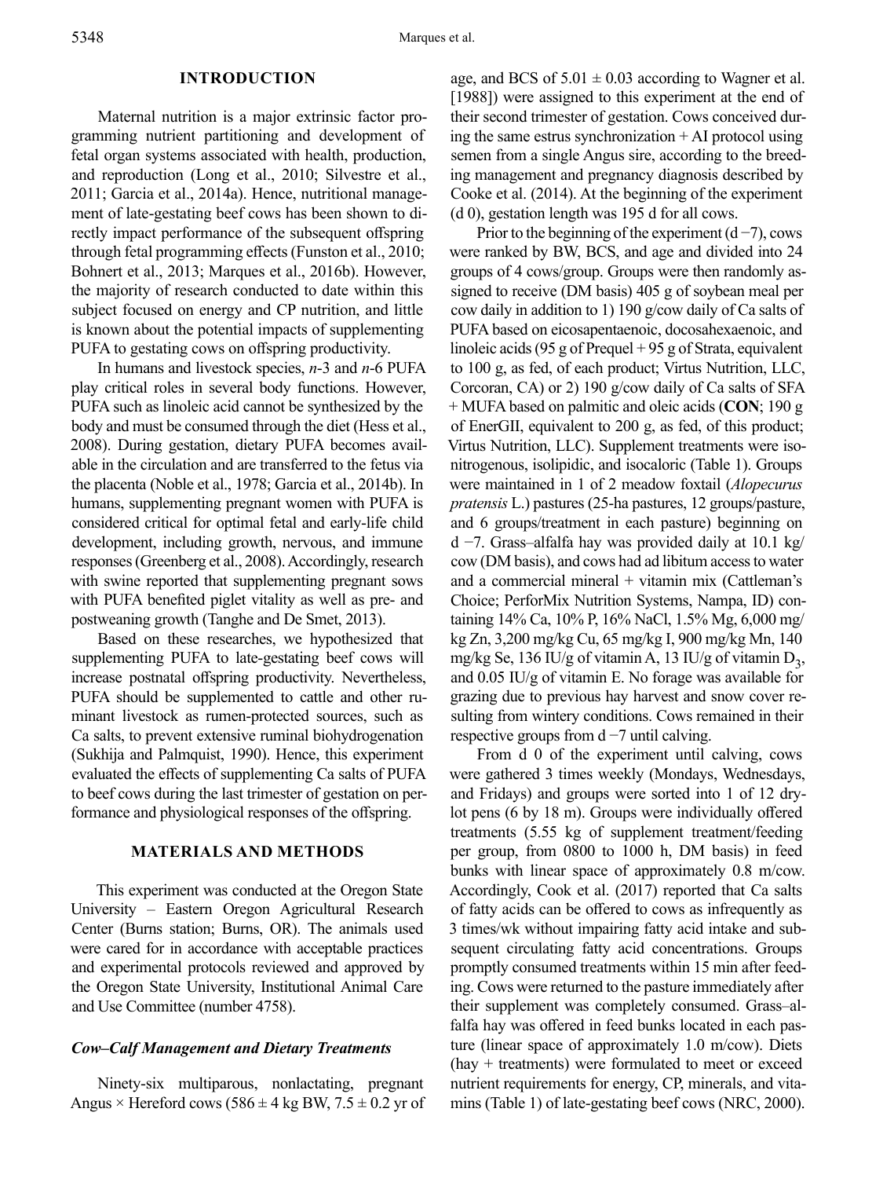## INTRODUCTION

Maternal nutrition is a major extrinsic factor programming nutrient partitioning and development of fetal organ systems associated with health, production, and reproduction (Long et al., 2010; Silvestre et al., 2011; Garcia et al., 2014a). Hence, nutritional management of late-gestating beef cows has been shown to directly impact performance of the subsequent offspring through fetal programming effects (Funston et al., 2010; Bohnert et al., 2013; Marques et al., 2016b). However, the majority of research conducted to date within this subject focused on energy and CP nutrition, and little is known about the potential impacts of supplementing PUFA to gestating cows on offspring productivity.

In humans and livestock species, *n*-3 and *n*-6 PUFA play critical roles in several body functions. However, PUFA such as linoleic acid cannot be synthesized by the body and must be consumed through the diet (Hess et al., 2008). During gestation, dietary PUFA becomes available in the circulation and are transferred to the fetus via the placenta (Noble et al., 1978; Garcia et al., 2014b). In humans, supplementing pregnant women with PUFA is considered critical for optimal fetal and early-life child development, including growth, nervous, and immune responses (Greenberg et al., 2008). Accordingly, research with swine reported that supplementing pregnant sows with PUFA benefited piglet vitality as well as pre- and postweaning growth (Tanghe and De Smet, 2013).

Based on these researches, we hypothesized that supplementing PUFA to late-gestating beef cows will increase postnatal offspring productivity. Nevertheless, PUFA should be supplemented to cattle and other ruminant livestock as rumen-protected sources, such as Ca salts, to prevent extensive ruminal biohydrogenation (Sukhija and Palmquist, 1990). Hence, this experiment evaluated the effects of supplementing Ca salts of PUFA to beef cows during the last trimester of gestation on performance and physiological responses of the offspring.

## MATERIALS AND METHODS

This experiment was conducted at the Oregon State University – Eastern Oregon Agricultural Research Center (Burns station; Burns, OR). The animals used were cared for in accordance with acceptable practices and experimental protocols reviewed and approved by the Oregon State University, Institutional Animal Care and Use Committee (number 4758).

### Cow–Calf Management and Dietary Treatments

Ninety-six multiparous, nonlactating, pregnant Angus × Hereford cows (586 ± 4 kg BW, 7.5 ± 0.2 yr of age, and BCS of 5.01 ± 0.03 according to Wagner et al. [1988]) were assigned to this experiment at the end of their second trimester of gestation. Cows conceived during the same estrus synchronization + AI protocol using semen from a single Angus sire, according to the breeding management and pregnancy diagnosis described by Cooke et al. (2014). At the beginning of the experiment (d 0), gestation length was 195 d for all cows.

Prior to the beginning of the experiment (d −7), cows were ranked by BW, BCS, and age and divided into 24 groups of 4 cows/group. Groups were then randomly assigned to receive (DM basis) 405 g of soybean meal per cow daily in addition to 1) 190 g/cow daily of Ca salts of PUFA based on eicosapentaenoic, docosahexaenoic, and linoleic acids (95 g of Prequel + 95 g of Strata, equivalent to 100 g, as fed, of each product; Virtus Nutrition, LLC, Corcoran, CA) or 2) 190 g/cow daily of Ca salts of SFA + MUFA based on palmitic and oleic acids (**CON**; 190 g of EnerGII, equivalent to 200 g, as fed, of this product; Virtus Nutrition, LLC). Supplement treatments were isonitrogenous, isolipidic, and isocaloric (Table 1). Groups were maintained in 1 of 2 meadow foxtail (*Alopecurus pratensis* L.) pastures (25-ha pastures, 12 groups/pasture, and 6 groups/treatment in each pasture) beginning on d −7. Grass–alfalfa hay was provided daily at 10.1 kg/cow (DM basis), and cows had ad libitum access to water and a commercial mineral + vitamin mix (Cattleman's Choice; PerforMix Nutrition Systems, Nampa, ID) containing 14% Ca, 10% P, 16% NaCl, 1.5% Mg, 6,000 mg/kg Zn, 3,200 mg/kg Cu, 65 mg/kg I, 900 mg/kg Mn, 140 mg/kg Se, 136 IU/g of vitamin A, 13 IU/g of vitamin $D_3$, and 0.05 IU/g of vitamin E. No forage was available for grazing due to previous hay harvest and snow cover resulting from wintery conditions. Cows remained in their respective groups from d −7 until calving.

From d 0 of the experiment until calving, cows were gathered 3 times weekly (Mondays, Wednesdays, and Fridays) and groups were sorted into 1 of 12 drylot pens (6 by 18 m). Groups were individually offered treatments (5.55 kg of supplement treatment/feeding per group, from 0800 to 1000 h, DM basis) in feed bunks with linear space of approximately 0.8 m/cow. Accordingly, Cook et al. (2017) reported that Ca salts of fatty acids can be offered to cows as infrequently as 3 times/wk without impairing fatty acid intake and subsequent circulating fatty acid concentrations. Groups promptly consumed treatments within 15 min after feeding. Cows were returned to the pasture immediately after their supplement was completely consumed. Grass–alfalfa hay was offered in feed bunks located in each pasture (linear space of approximately 1.0 m/cow). Diets (hay + treatments) were formulated to meet or exceed nutrient requirements for energy, CP, minerals, and vitamins (Table 1) of late-gestating beef cows (NRC, 2000).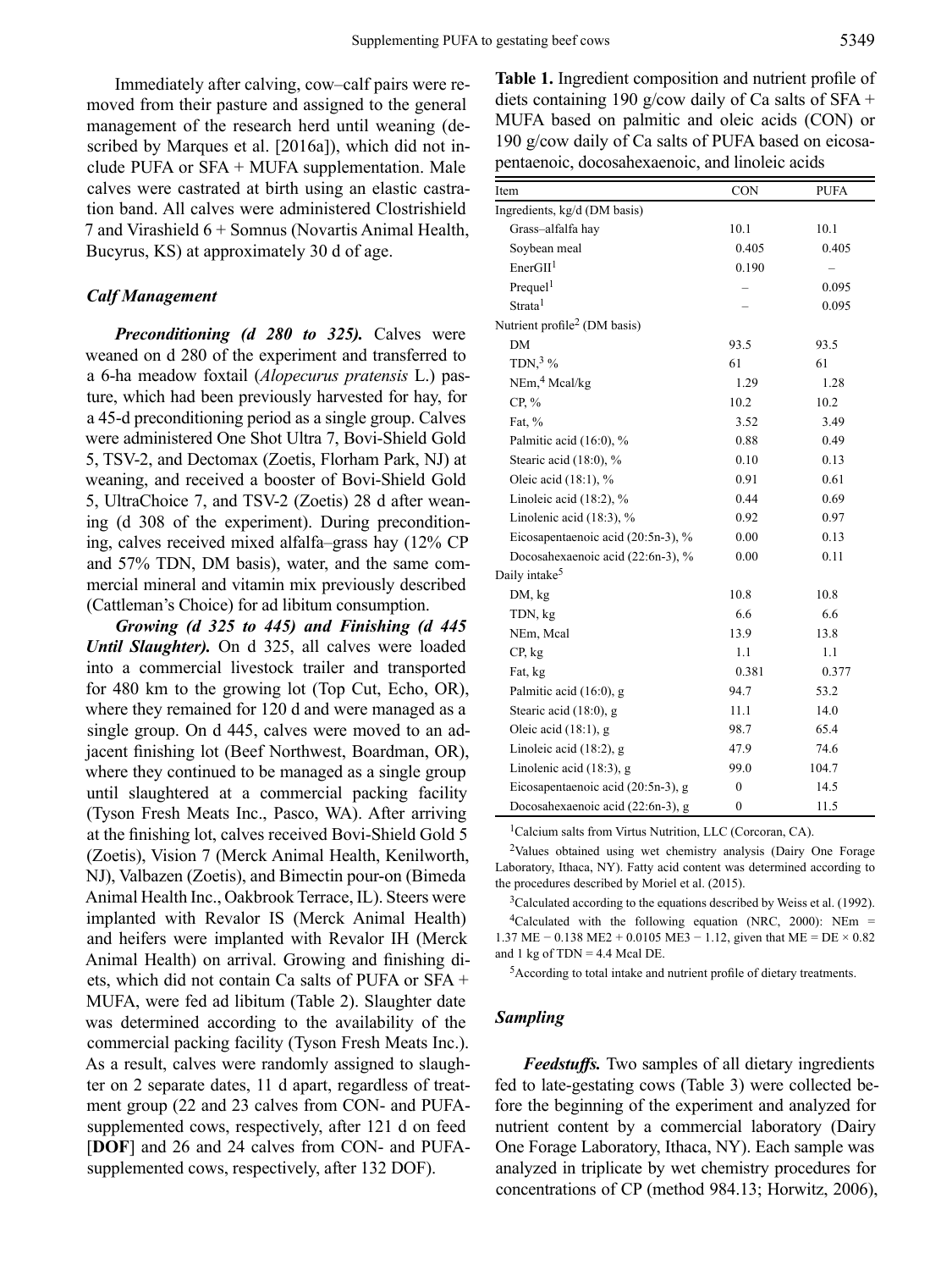Immediately after calving, cow–calf pairs were removed from their pasture and assigned to the general management of the research herd until weaning (described by Marques et al. [2016a]), which did not include PUFA or SFA + MUFA supplementation. Male calves were castrated at birth using an elastic castration band. All calves were administered Clostrishield 7 and Virashield 6 + Somnus (Novartis Animal Health, Bucyrus, KS) at approximately 30 d of age.

### *Calf Management*

***Preconditioning (d 280 to 325).*** Calves were weaned on d 280 of the experiment and transferred to a 6-ha meadow foxtail (*Alopecurus pratensis* L.) pasture, which had been previously harvested for hay, for a 45-d preconditioning period as a single group. Calves were administered One Shot Ultra 7, Bovi-Shield Gold 5, TSV-2, and Dectomax (Zoetis, Florham Park, NJ) at weaning, and received a booster of Bovi-Shield Gold 5, UltraChoice 7, and TSV-2 (Zoetis) 28 d after weaning (d 308 of the experiment). During preconditioning, calves received mixed alfalfa–grass hay (12% CP and 57% TDN, DM basis), water, and the same commercial mineral and vitamin mix previously described (Cattleman's Choice) for ad libitum consumption.

***Growing (d 325 to 445) and Finishing (d 445 Until Slaughter).*** On d 325, all calves were loaded into a commercial livestock trailer and transported for 480 km to the growing lot (Top Cut, Echo, OR), where they remained for 120 d and were managed as a single group. On d 445, calves were moved to an adjacent finishing lot (Beef Northwest, Boardman, OR), where they continued to be managed as a single group until slaughtered at a commercial packing facility (Tyson Fresh Meats Inc., Pasco, WA). After arriving at the finishing lot, calves received Bovi-Shield Gold 5 (Zoetis), Vision 7 (Merck Animal Health, Kenilworth, NJ), Valbazen (Zoetis), and Bimectin pour-on (Bimeda Animal Health Inc., Oakbrook Terrace, IL). Steers were implanted with Revalor IS (Merck Animal Health) and heifers were implanted with Revalor IH (Merck Animal Health) on arrival. Growing and finishing diets, which did not contain Ca salts of PUFA or SFA + MUFA, were fed ad libitum (Table 2). Slaughter date was determined according to the availability of the commercial packing facility (Tyson Fresh Meats Inc.). As a result, calves were randomly assigned to slaughter on 2 separate dates, 11 d apart, regardless of treatment group (22 and 23 calves from CON- and PUFA-supplemented cows, respectively, after 121 d on feed [**DOF**] and 26 and 24 calves from CON- and PUFA-supplemented cows, respectively, after 132 DOF).

**Table 1.** Ingredient composition and nutrient profile of diets containing 190 g/cow daily of Ca salts of SFA + MUFA based on palmitic and oleic acids (CON) or 190 g/cow daily of Ca salts of PUFA based on eicosapentaenoic, docosahexaenoic, and linoleic acids

| Item | CON | PUFA |
|---|---|---|
| Ingredients, kg/d (DM basis) | | |
| Grass–alfalfa hay | 10.1 | 10.1 |
| Soybean meal | 0.405 | 0.405 |
| EnerGII[1] | 0.190 | – |
| Prequel[1] | – | 0.095 |
| Strata[1] | – | 0.095 |
| Nutrient profile[2] (DM basis) | | |
| DM | 93.5 | 93.5 |
| TDN,[3] % | 61 | 61 |
| NEm,[4] Mcal/kg | 1.29 | 1.28 |
| CP, % | 10.2 | 10.2 |
| Fat, % | 3.52 | 3.49 |
| Palmitic acid (16:0), % | 0.88 | 0.49 |
| Stearic acid (18:0), % | 0.10 | 0.13 |
| Oleic acid (18:1), % | 0.91 | 0.61 |
| Linoleic acid (18:2), % | 0.44 | 0.69 |
| Linolenic acid (18:3), % | 0.92 | 0.97 |
| Eicosapentaenoic acid (20:5n-3), % | 0.00 | 0.13 |
| Docosahexaenoic acid (22:6n-3), % | 0.00 | 0.11 |
| Daily intake[5] | | |
| DM, kg | 10.8 | 10.8 |
| TDN, kg | 6.6 | 6.6 |
| NEm, Mcal | 13.9 | 13.8 |
| CP, kg | 1.1 | 1.1 |
| Fat, kg | 0.381 | 0.377 |
| Palmitic acid (16:0), g | 94.7 | 53.2 |
| Stearic acid (18:0), g | 11.1 | 14.0 |
| Oleic acid (18:1), g | 98.7 | 65.4 |
| Linoleic acid (18:2), g | 47.9 | 74.6 |
| Linolenic acid (18:3), g | 99.0 | 104.7 |
| Eicosapentaenoic acid (20:5n-3), g | 0 | 14.5 |
| Docosahexaenoic acid (22:6n-3), g | 0 | 11.5 |

[1]Calcium salts from Virtus Nutrition, LLC (Corcoran, CA).

[2]Values obtained using wet chemistry analysis (Dairy One Forage Laboratory, Ithaca, NY). Fatty acid content was determined according to the procedures described by Moriel et al. (2015).

[3]Calculated according to the equations described by Weiss et al. (1992).

[4]Calculated with the following equation (NRC, 2000): $NEm = 1.37\ ME - 0.138\ ME2 + 0.0105\ ME3 - 1.12$, given that $ME = DE \times 0.82$ and 1 kg of TDN = 4.4 Mcal DE.

[5]According to total intake and nutrient profile of dietary treatments.

### *Sampling*

***Feedstuffs.*** Two samples of all dietary ingredients fed to late-gestating cows (Table 3) were collected before the beginning of the experiment and analyzed for nutrient content by a commercial laboratory (Dairy One Forage Laboratory, Ithaca, NY). Each sample was analyzed in triplicate by wet chemistry procedures for concentrations of CP (method 984.13; Horwitz, 2006),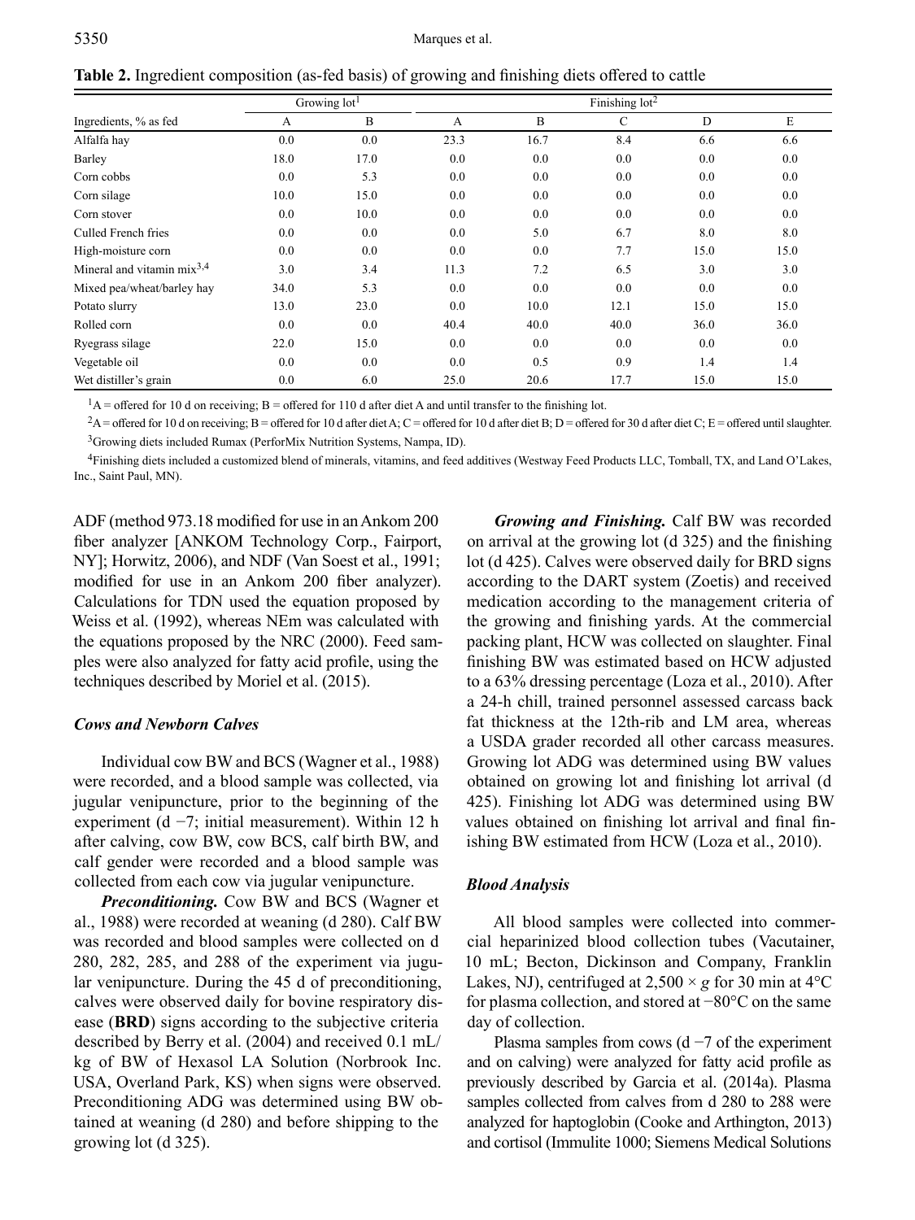**Table 2.** Ingredient composition (as-fed basis) of growing and finishing diets offered to cattle

| Ingredients, % as fed | Growing lot[1] | | Finishing lot[2] | | | | |
|---|---|---|---|---|---|---|---|
| | A | B | A | B | C | D | E |
| Alfalfa hay | 0.0 | 0.0 | 23.3 | 16.7 | 8.4 | 6.6 | 6.6 |
| Barley | 18.0 | 17.0 | 0.0 | 0.0 | 0.0 | 0.0 | 0.0 |
| Corn cobbs | 0.0 | 5.3 | 0.0 | 0.0 | 0.0 | 0.0 | 0.0 |
| Corn silage | 10.0 | 15.0 | 0.0 | 0.0 | 0.0 | 0.0 | 0.0 |
| Corn stover | 0.0 | 10.0 | 0.0 | 0.0 | 0.0 | 0.0 | 0.0 |
| Culled French fries | 0.0 | 0.0 | 0.0 | 5.0 | 6.7 | 8.0 | 8.0 |
| High-moisture corn | 0.0 | 0.0 | 0.0 | 0.0 | 7.7 | 15.0 | 15.0 |
| Mineral and vitamin mix[3,4] | 3.0 | 3.4 | 11.3 | 7.2 | 6.5 | 3.0 | 3.0 |
| Mixed pea/wheat/barley hay | 34.0 | 5.3 | 0.0 | 0.0 | 0.0 | 0.0 | 0.0 |
| Potato slurry | 13.0 | 23.0 | 0.0 | 10.0 | 12.1 | 15.0 | 15.0 |
| Rolled corn | 0.0 | 0.0 | 40.4 | 40.0 | 40.0 | 36.0 | 36.0 |
| Ryegrass silage | 22.0 | 15.0 | 0.0 | 0.0 | 0.0 | 0.0 | 0.0 |
| Vegetable oil | 0.0 | 0.0 | 0.0 | 0.5 | 0.9 | 1.4 | 1.4 |
| Wet distiller's grain | 0.0 | 6.0 | 25.0 | 20.6 | 17.7 | 15.0 | 15.0 |

[1]A = offered for 10 d on receiving; B = offered for 110 d after diet A and until transfer to the finishing lot.

[2]A = offered for 10 d on receiving; B = offered for 10 d after diet A; C = offered for 10 d after diet B; D = offered for 30 d after diet C; E = offered until slaughter.

[3]Growing diets included Rumax (PerforMix Nutrition Systems, Nampa, ID).

[4]Finishing diets included a customized blend of minerals, vitamins, and feed additives (Westway Feed Products LLC, Tomball, TX, and Land O'Lakes, Inc., Saint Paul, MN).

ADF (method 973.18 modified for use in an Ankom 200 fiber analyzer [ANKOM Technology Corp., Fairport, NY]; Horwitz, 2006), and NDF (Van Soest et al., 1991; modified for use in an Ankom 200 fiber analyzer). Calculations for TDN used the equation proposed by Weiss et al. (1992), whereas NEm was calculated with the equations proposed by the NRC (2000). Feed samples were also analyzed for fatty acid profile, using the techniques described by Moriel et al. (2015).

### Cows and Newborn Calves

Individual cow BW and BCS (Wagner et al., 1988) were recorded, and a blood sample was collected, via jugular venipuncture, prior to the beginning of the experiment (d −7; initial measurement). Within 12 h after calving, cow BW, cow BCS, calf birth BW, and calf gender were recorded and a blood sample was collected from each cow via jugular venipuncture.

***Preconditioning.*** Cow BW and BCS (Wagner et al., 1988) were recorded at weaning (d 280). Calf BW was recorded and blood samples were collected on d 280, 282, 285, and 288 of the experiment via jugular venipuncture. During the 45 d of preconditioning, calves were observed daily for bovine respiratory disease (**BRD**) signs according to the subjective criteria described by Berry et al. (2004) and received 0.1 mL/kg of BW of Hexasol LA Solution (Norbrook Inc. USA, Overland Park, KS) when signs were observed. Preconditioning ADG was determined using BW obtained at weaning (d 280) and before shipping to the growing lot (d 325).

***Growing and Finishing.*** Calf BW was recorded on arrival at the growing lot (d 325) and the finishing lot (d 425). Calves were observed daily for BRD signs according to the DART system (Zoetis) and received medication according to the management criteria of the growing and finishing yards. At the commercial packing plant, HCW was collected on slaughter. Final finishing BW was estimated based on HCW adjusted to a 63% dressing percentage (Loza et al., 2010). After a 24-h chill, trained personnel assessed carcass back fat thickness at the 12th-rib and LM area, whereas a USDA grader recorded all other carcass measures. Growing lot ADG was determined using BW values obtained on growing lot and finishing lot arrival (d 425). Finishing lot ADG was determined using BW values obtained on finishing lot arrival and final finishing BW estimated from HCW (Loza et al., 2010).

### Blood Analysis

All blood samples were collected into commercial heparinized blood collection tubes (Vacutainer, 10 mL; Becton, Dickinson and Company, Franklin Lakes, NJ), centrifuged at 2,500 × *g* for 30 min at 4°C for plasma collection, and stored at −80°C on the same day of collection.

Plasma samples from cows (d −7 of the experiment and on calving) were analyzed for fatty acid profile as previously described by Garcia et al. (2014a). Plasma samples collected from calves from d 280 to 288 were analyzed for haptoglobin (Cooke and Arthington, 2013) and cortisol (Immulite 1000; Siemens Medical Solutions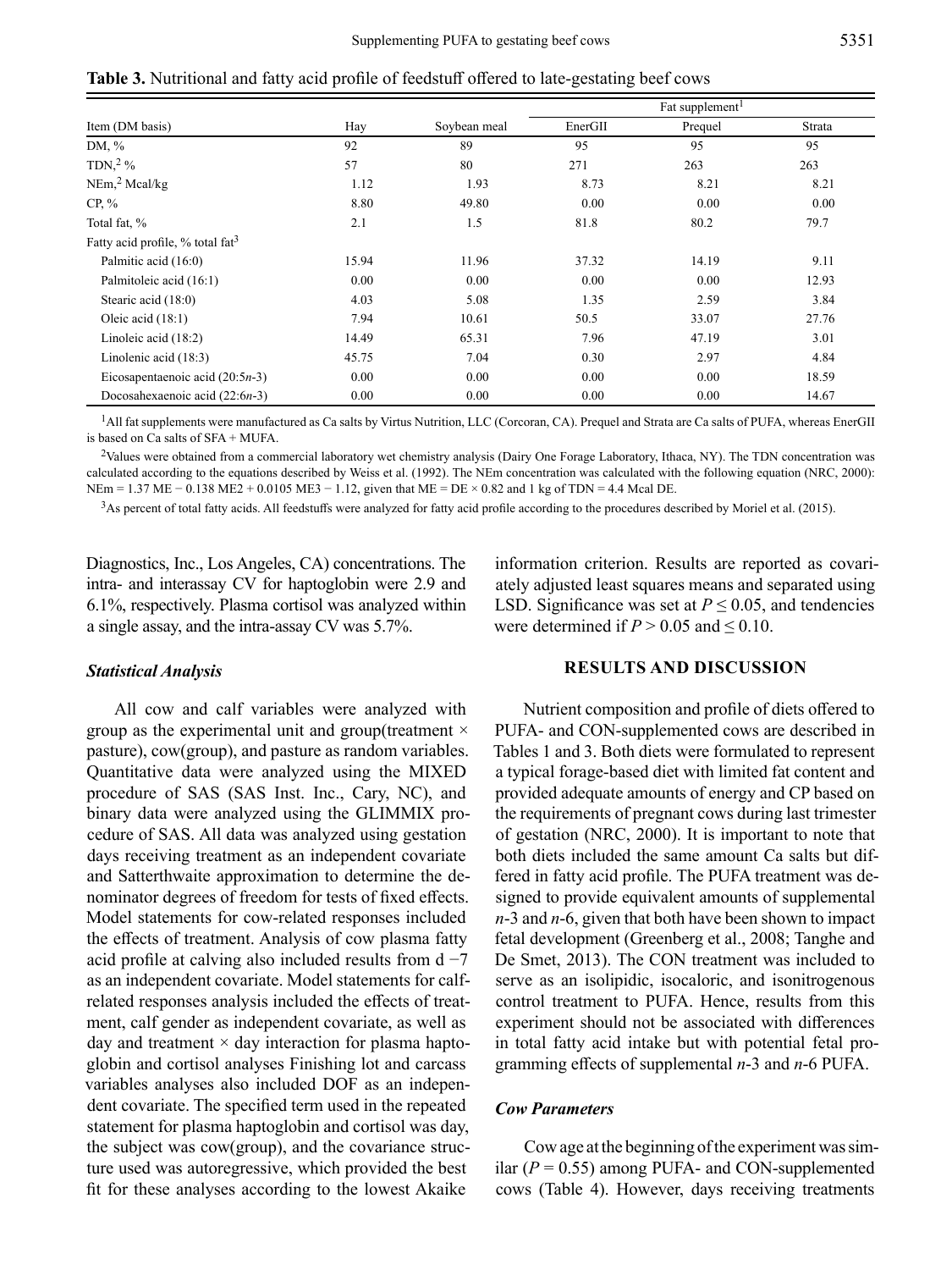**Table 3.** Nutritional and fatty acid profile of feedstuff offered to late-gestating beef cows

| Item (DM basis) | Hay | Soybean meal | Fat supplement[1] | | |
|---|---|---|---|---|---|
| | | | EnerGII | Prequel | Strata |
| DM, % | 92 | 89 | 95 | 95 | 95 |
| TDN,[2] % | 57 | 80 | 271 | 263 | 263 |
| NEm,[2] Mcal/kg | 1.12 | 1.93 | 8.73 | 8.21 | 8.21 |
| CP, % | 8.80 | 49.80 | 0.00 | 0.00 | 0.00 |
| Total fat, % | 2.1 | 1.5 | 81.8 | 80.2 | 79.7 |
| Fatty acid profile, % total fat[3] | | | | | |
| Palmitic acid (16:0) | 15.94 | 11.96 | 37.32 | 14.19 | 9.11 |
| Palmitoleic acid (16:1) | 0.00 | 0.00 | 0.00 | 0.00 | 12.93 |
| Stearic acid (18:0) | 4.03 | 5.08 | 1.35 | 2.59 | 3.84 |
| Oleic acid (18:1) | 7.94 | 10.61 | 50.5 | 33.07 | 27.76 |
| Linoleic acid (18:2) | 14.49 | 65.31 | 7.96 | 47.19 | 3.01 |
| Linolenic acid (18:3) | 45.75 | 7.04 | 0.30 | 2.97 | 4.84 |
| Eicosapentaenoic acid (20:5*n*-3) | 0.00 | 0.00 | 0.00 | 0.00 | 18.59 |
| Docosahexaenoic acid (22:6*n*-3) | 0.00 | 0.00 | 0.00 | 0.00 | 14.67 |

[1]All fat supplements were manufactured as Ca salts by Virtus Nutrition, LLC (Corcoran, CA). Prequel and Strata are Ca salts of PUFA, whereas EnerGII is based on Ca salts of SFA + MUFA.

[2]Values were obtained from a commercial laboratory wet chemistry analysis (Dairy One Forage Laboratory, Ithaca, NY). The TDN concentration was calculated according to the equations described by Weiss et al. (1992). The NEm concentration was calculated with the following equation (NRC, 2000): NEm = 1.37 ME − 0.138 ME2 + 0.0105 ME3 − 1.12, given that ME = DE × 0.82 and 1 kg of TDN = 4.4 Mcal DE.

[3]As percent of total fatty acids. All feedstuffs were analyzed for fatty acid profile according to the procedures described by Moriel et al. (2015).

Diagnostics, Inc., Los Angeles, CA) concentrations. The intra- and interassay CV for haptoglobin were 2.9 and 6.1%, respectively. Plasma cortisol was analyzed within a single assay, and the intra-assay CV was 5.7%.

### *Statistical Analysis*

All cow and calf variables were analyzed with group as the experimental unit and group(treatment × pasture), cow(group), and pasture as random variables. Quantitative data were analyzed using the MIXED procedure of SAS (SAS Inst. Inc., Cary, NC), and binary data were analyzed using the GLIMMIX procedure of SAS. All data was analyzed using gestation days receiving treatment as an independent covariate and Satterthwaite approximation to determine the denominator degrees of freedom for tests of fixed effects. Model statements for cow-related responses included the effects of treatment. Analysis of cow plasma fatty acid profile at calving also included results from d −7 as an independent covariate. Model statements for calf-related responses analysis included the effects of treatment, calf gender as independent covariate, as well as day and treatment × day interaction for plasma haptoglobin and cortisol analyses Finishing lot and carcass variables analyses also included DOF as an independent covariate. The specified term used in the repeated statement for plasma haptoglobin and cortisol was day, the subject was cow(group), and the covariance structure used was autoregressive, which provided the best fit for these analyses according to the lowest Akaike information criterion. Results are reported as covariately adjusted least squares means and separated using LSD. Significance was set at $P \leq 0.05$, and tendencies were determined if $P > 0.05$ and $\leq 0.10$.

## RESULTS AND DISCUSSION

Nutrient composition and profile of diets offered to PUFA- and CON-supplemented cows are described in Tables 1 and 3. Both diets were formulated to represent a typical forage-based diet with limited fat content and provided adequate amounts of energy and CP based on the requirements of pregnant cows during last trimester of gestation (NRC, 2000). It is important to note that both diets included the same amount Ca salts but differed in fatty acid profile. The PUFA treatment was designed to provide equivalent amounts of supplemental *n*-3 and *n*-6, given that both have been shown to impact fetal development (Greenberg et al., 2008; Tanghe and De Smet, 2013). The CON treatment was included to serve as an isolipidic, isocaloric, and isonitrogenous control treatment to PUFA. Hence, results from this experiment should not be associated with differences in total fatty acid intake but with potential fetal programming effects of supplemental *n*-3 and *n*-6 PUFA.

### *Cow Parameters*

Cow age at the beginning of the experiment was similar ($P = 0.55$) among PUFA- and CON-supplemented cows (Table 4). However, days receiving treatments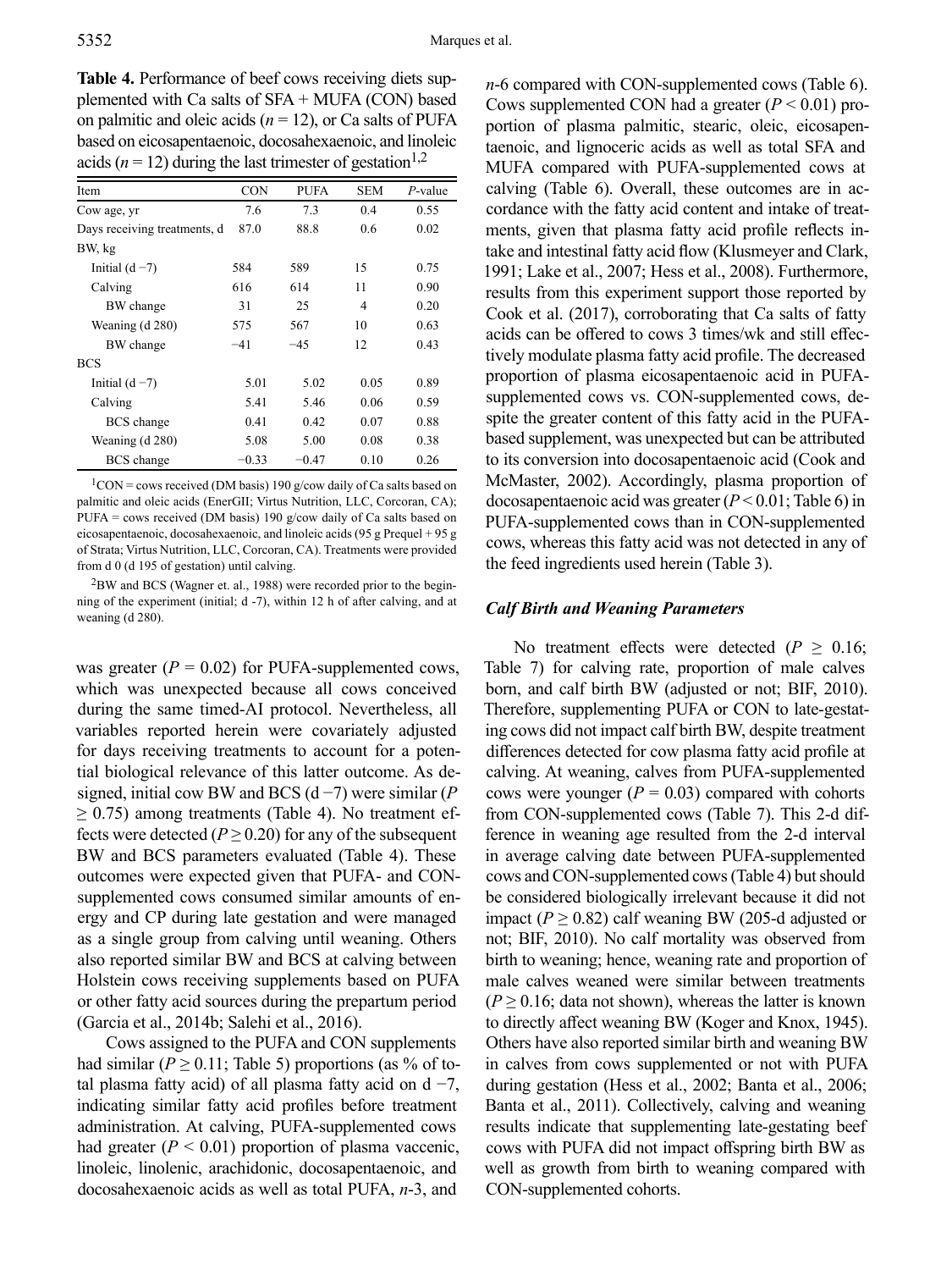**Table 4.** Performance of beef cows receiving diets supplemented with Ca salts of SFA + MUFA (CON) based on palmitic and oleic acids ($n = 12$), or Ca salts of PUFA based on eicosapentaenoic, docosahexaenoic, and linoleic acids ($n = 12$) during the last trimester of gestation[1,2]

| Item | CON | PUFA | SEM | $P$-value |
|---|---|---|---|---|
| Cow age, yr | 7.6 | 7.3 | 0.4 | 0.55 |
| Days receiving treatments, d | 87.0 | 88.8 | 0.6 | 0.02 |
| BW, kg | | | | |
| Initial (d −7) | 584 | 589 | 15 | 0.75 |
| Calving | 616 | 614 | 11 | 0.90 |
| BW change | 31 | 25 | 4 | 0.20 |
| Weaning (d 280) | 575 | 567 | 10 | 0.63 |
| BW change | −41 | −45 | 12 | 0.43 |
| BCS | | | | |
| Initial (d −7) | 5.01 | 5.02 | 0.05 | 0.89 |
| Calving | 5.41 | 5.46 | 0.06 | 0.59 |
| BCS change | 0.41 | 0.42 | 0.07 | 0.88 |
| Weaning (d 280) | 5.08 | 5.00 | 0.08 | 0.38 |
| BCS change | −0.33 | −0.47 | 0.10 | 0.26 |

[1]CON = cows received (DM basis) 190 g/cow daily of Ca salts based on palmitic and oleic acids (EnerGII; Virtus Nutrition, LLC, Corcoran, CA); PUFA = cows received (DM basis) 190 g/cow daily of Ca salts based on eicosapentaenoic, docosahexaenoic, and linoleic acids (95 g Prequel + 95 g of Strata; Virtus Nutrition, LLC, Corcoran, CA). Treatments were provided from d 0 (d 195 of gestation) until calving.

[2]BW and BCS (Wagner et. al., 1988) were recorded prior to the beginning of the experiment (initial; d -7), within 12 h of after calving, and at weaning (d 280).

was greater ($P = 0.02$) for PUFA-supplemented cows, which was unexpected because all cows conceived during the same timed-AI protocol. Nevertheless, all variables reported herein were covariately adjusted for days receiving treatments to account for a potential biological relevance of this latter outcome. As designed, initial cow BW and BCS (d −7) were similar ($P \geq 0.75$) among treatments (Table 4). No treatment effects were detected ($P \geq 0.20$) for any of the subsequent BW and BCS parameters evaluated (Table 4). These outcomes were expected given that PUFA- and CON-supplemented cows consumed similar amounts of energy and CP during late gestation and were managed as a single group from calving until weaning. Others also reported similar BW and BCS at calving between Holstein cows receiving supplements based on PUFA or other fatty acid sources during the prepartum period (Garcia et al., 2014b; Salehi et al., 2016).

Cows assigned to the PUFA and CON supplements had similar ($P \geq 0.11$; Table 5) proportions (as % of total plasma fatty acid) of all plasma fatty acid on d −7, indicating similar fatty acid profiles before treatment administration. At calving, PUFA-supplemented cows had greater ($P < 0.01$) proportion of plasma vaccenic, linoleic, linolenic, arachidonic, docosapentaenoic, and docosahexaenoic acids as well as total PUFA, $n$-3, and $n$-6 compared with CON-supplemented cows (Table 6). Cows supplemented CON had a greater ($P < 0.01$) proportion of plasma palmitic, stearic, oleic, eicosapentaenoic, and lignoceric acids as well as total SFA and MUFA compared with PUFA-supplemented cows at calving (Table 6). Overall, these outcomes are in accordance with the fatty acid content and intake of treatments, given that plasma fatty acid profile reflects intake and intestinal fatty acid flow (Klusmeyer and Clark, 1991; Lake et al., 2007; Hess et al., 2008). Furthermore, results from this experiment support those reported by Cook et al. (2017), corroborating that Ca salts of fatty acids can be offered to cows 3 times/wk and still effectively modulate plasma fatty acid profile. The decreased proportion of plasma eicosapentaenoic acid in PUFA-supplemented cows vs. CON-supplemented cows, despite the greater content of this fatty acid in the PUFA-based supplement, was unexpected but can be attributed to its conversion into docosapentaenoic acid (Cook and McMaster, 2002). Accordingly, plasma proportion of docosapentaenoic acid was greater ($P < 0.01$; Table 6) in PUFA-supplemented cows than in CON-supplemented cows, whereas this fatty acid was not detected in any of the feed ingredients used herein (Table 3).

### *Calf Birth and Weaning Parameters*

No treatment effects were detected ($P \geq 0.16$; Table 7) for calving rate, proportion of male calves born, and calf birth BW (adjusted or not; BIF, 2010). Therefore, supplementing PUFA or CON to late-gestating cows did not impact calf birth BW, despite treatment differences detected for cow plasma fatty acid profile at calving. At weaning, calves from PUFA-supplemented cows were younger ($P = 0.03$) compared with cohorts from CON-supplemented cows (Table 7). This 2-d difference in weaning age resulted from the 2-d interval in average calving date between PUFA-supplemented cows and CON-supplemented cows (Table 4) but should be considered biologically irrelevant because it did not impact ($P \geq 0.82$) calf weaning BW (205-d adjusted or not; BIF, 2010). No calf mortality was observed from birth to weaning; hence, weaning rate and proportion of male calves weaned were similar between treatments ($P \geq 0.16$; data not shown), whereas the latter is known to directly affect weaning BW (Koger and Knox, 1945). Others have also reported similar birth and weaning BW in calves from cows supplemented or not with PUFA during gestation (Hess et al., 2002; Banta et al., 2006; Banta et al., 2011). Collectively, calving and weaning results indicate that supplementing late-gestating beef cows with PUFA did not impact offspring birth BW as well as growth from birth to weaning compared with CON-supplemented cohorts.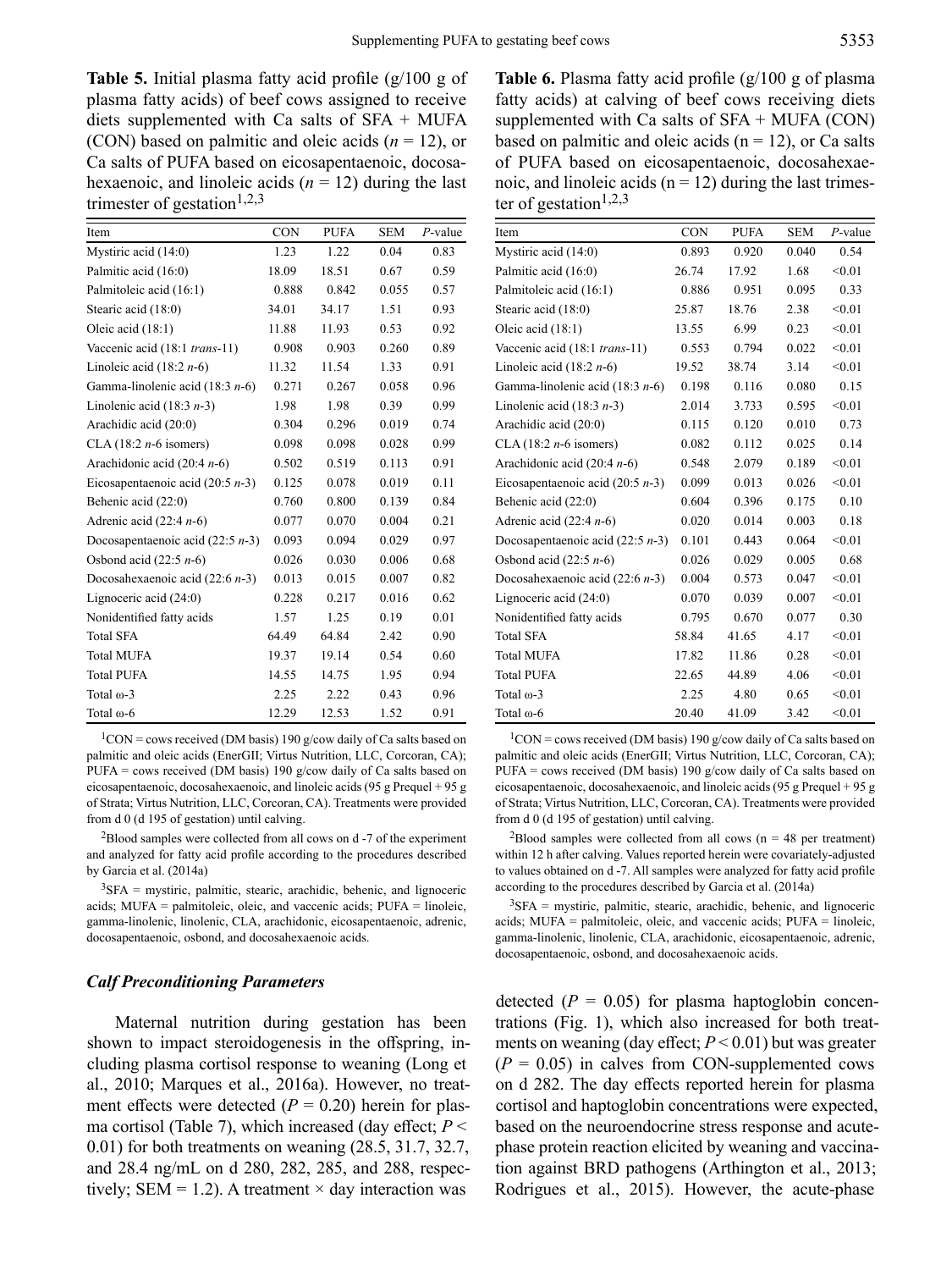**Table 5.** Initial plasma fatty acid profile (g/100 g of plasma fatty acids) of beef cows assigned to receive diets supplemented with Ca salts of SFA + MUFA (CON) based on palmitic and oleic acids ($n$ = 12), or Ca salts of PUFA based on eicosapentaenoic, docosahexaenoic, and linoleic acids ($n$ = 12) during the last trimester of gestation[1,2,3]

| Item | CON | PUFA | SEM | *P*-value |
|---|---|---|---|---|
| Mystiric acid (14:0) | 1.23 | 1.22 | 0.04 | 0.83 |
| Palmitic acid (16:0) | 18.09 | 18.51 | 0.67 | 0.59 |
| Palmitoleic acid (16:1) | 0.888 | 0.842 | 0.055 | 0.57 |
| Stearic acid (18:0) | 34.01 | 34.17 | 1.51 | 0.93 |
| Oleic acid (18:1) | 11.88 | 11.93 | 0.53 | 0.92 |
| Vaccenic acid (18:1 *trans*-11) | 0.908 | 0.903 | 0.260 | 0.89 |
| Linoleic acid (18:2 *n*-6) | 11.32 | 11.54 | 1.33 | 0.91 |
| Gamma-linolenic acid (18:3 *n*-6) | 0.271 | 0.267 | 0.058 | 0.96 |
| Linolenic acid (18:3 *n*-3) | 1.98 | 1.98 | 0.39 | 0.99 |
| Arachidic acid (20:0) | 0.304 | 0.296 | 0.019 | 0.74 |
| CLA (18:2 *n*-6 isomers) | 0.098 | 0.098 | 0.028 | 0.99 |
| Arachidonic acid (20:4 *n*-6) | 0.502 | 0.519 | 0.113 | 0.91 |
| Eicosapentaenoic acid (20:5 *n*-3) | 0.125 | 0.078 | 0.019 | 0.11 |
| Behenic acid (22:0) | 0.760 | 0.800 | 0.139 | 0.84 |
| Adrenic acid (22:4 *n*-6) | 0.077 | 0.070 | 0.004 | 0.21 |
| Docosapentaenoic acid (22:5 *n*-3) | 0.093 | 0.094 | 0.029 | 0.97 |
| Osbond acid (22:5 *n*-6) | 0.026 | 0.030 | 0.006 | 0.68 |
| Docosahexaenoic acid (22:6 *n*-3) | 0.013 | 0.015 | 0.007 | 0.82 |
| Lignoceric acid (24:0) | 0.228 | 0.217 | 0.016 | 0.62 |
| Nonidentified fatty acids | 1.57 | 1.25 | 0.19 | 0.01 |
| Total SFA | 64.49 | 64.84 | 2.42 | 0.90 |
| Total MUFA | 19.37 | 19.14 | 0.54 | 0.60 |
| Total PUFA | 14.55 | 14.75 | 1.95 | 0.94 |
| Total ω-3 | 2.25 | 2.22 | 0.43 | 0.96 |
| Total ω-6 | 12.29 | 12.53 | 1.52 | 0.91 |

[1]CON = cows received (DM basis) 190 g/cow daily of Ca salts based on palmitic and oleic acids (EnerGII; Virtus Nutrition, LLC, Corcoran, CA); PUFA = cows received (DM basis) 190 g/cow daily of Ca salts based on eicosapentaenoic, docosahexaenoic, and linoleic acids (95 g Prequel + 95 g of Strata; Virtus Nutrition, LLC, Corcoran, CA). Treatments were provided from d 0 (d 195 of gestation) until calving.

[2]Blood samples were collected from all cows on d -7 of the experiment and analyzed for fatty acid profile according to the procedures described by Garcia et al. (2014a)

[3]SFA = mystiric, palmitic, stearic, arachidic, behenic, and lignoceric acids; MUFA = palmitoleic, oleic, and vaccenic acids; PUFA = linoleic, gamma-linolenic, linolenic, CLA, arachidonic, eicosapentaenoic, adrenic, docosapentaenoic, osbond, and docosahexaenoic acids.

**Table 6.** Plasma fatty acid profile (g/100 g of plasma fatty acids) at calving of beef cows receiving diets supplemented with Ca salts of SFA + MUFA (CON) based on palmitic and oleic acids (n = 12), or Ca salts of PUFA based on eicosapentaenoic, docosahexaenoic, and linoleic acids (n = 12) during the last trimester of gestation[1,2,3]

| Item | CON | PUFA | SEM | *P*-value |
|---|---|---|---|---|
| Mystiric acid (14:0) | 0.893 | 0.920 | 0.040 | 0.54 |
| Palmitic acid (16:0) | 26.74 | 17.92 | 1.68 | <0.01 |
| Palmitoleic acid (16:1) | 0.886 | 0.951 | 0.095 | 0.33 |
| Stearic acid (18:0) | 25.87 | 18.76 | 2.38 | <0.01 |
| Oleic acid (18:1) | 13.55 | 6.99 | 0.23 | <0.01 |
| Vaccenic acid (18:1 *trans*-11) | 0.553 | 0.794 | 0.022 | <0.01 |
| Linoleic acid (18:2 *n*-6) | 19.52 | 38.74 | 3.14 | <0.01 |
| Gamma-linolenic acid (18:3 *n*-6) | 0.198 | 0.116 | 0.080 | 0.15 |
| Linolenic acid (18:3 *n*-3) | 2.014 | 3.733 | 0.595 | <0.01 |
| Arachidic acid (20:0) | 0.115 | 0.120 | 0.010 | 0.73 |
| CLA (18:2 *n*-6 isomers) | 0.082 | 0.112 | 0.025 | 0.14 |
| Arachidonic acid (20:4 *n*-6) | 0.548 | 2.079 | 0.189 | <0.01 |
| Eicosapentaenoic acid (20:5 *n*-3) | 0.099 | 0.013 | 0.026 | <0.01 |
| Behenic acid (22:0) | 0.604 | 0.396 | 0.175 | 0.10 |
| Adrenic acid (22:4 *n*-6) | 0.020 | 0.014 | 0.003 | 0.18 |
| Docosapentaenoic acid (22:5 *n*-3) | 0.101 | 0.443 | 0.064 | <0.01 |
| Osbond acid (22:5 *n*-6) | 0.026 | 0.029 | 0.005 | 0.68 |
| Docosahexaenoic acid (22:6 *n*-3) | 0.004 | 0.573 | 0.047 | <0.01 |
| Lignoceric acid (24:0) | 0.070 | 0.039 | 0.007 | <0.01 |
| Nonidentified fatty acids | 0.795 | 0.670 | 0.077 | 0.30 |
| Total SFA | 58.84 | 41.65 | 4.17 | <0.01 |
| Total MUFA | 17.82 | 11.86 | 0.28 | <0.01 |
| Total PUFA | 22.65 | 44.89 | 4.06 | <0.01 |
| Total ω-3 | 2.25 | 4.80 | 0.65 | <0.01 |
| Total ω-6 | 20.40 | 41.09 | 3.42 | <0.01 |

[1]CON = cows received (DM basis) 190 g/cow daily of Ca salts based on palmitic and oleic acids (EnerGII; Virtus Nutrition, LLC, Corcoran, CA); PUFA = cows received (DM basis) 190 g/cow daily of Ca salts based on eicosapentaenoic, docosahexaenoic, and linoleic acids (95 g Prequel + 95 g of Strata; Virtus Nutrition, LLC, Corcoran, CA). Treatments were provided from d 0 (d 195 of gestation) until calving.

[2]Blood samples were collected from all cows (n = 48 per treatment) within 12 h after calving. Values reported herein were covariately-adjusted to values obtained on d -7. All samples were analyzed for fatty acid profile according to the procedures described by Garcia et al. (2014a)

[3]SFA = mystiric, palmitic, stearic, arachidic, behenic, and lignoceric acids; MUFA = palmitoleic, oleic, and vaccenic acids; PUFA = linoleic, gamma-linolenic, linolenic, CLA, arachidonic, eicosapentaenoic, adrenic, docosapentaenoic, osbond, and docosahexaenoic acids.

### *Calf Preconditioning Parameters*

Maternal nutrition during gestation has been shown to impact steroidogenesis in the offspring, including plasma cortisol response to weaning (Long et al., 2010; Marques et al., 2016a). However, no treatment effects were detected ($P = 0.20$) herein for plasma cortisol (Table 7), which increased (day effect; $P < 0.01$) for both treatments on weaning (28.5, 31.7, 32.7, and 28.4 ng/mL on d 280, 282, 285, and 288, respectively; SEM = 1.2). A treatment × day interaction was detected ($P = 0.05$) for plasma haptoglobin concentrations (Fig. 1), which also increased for both treatments on weaning (day effect; $P < 0.01$) but was greater ($P = 0.05$) in calves from CON-supplemented cows on d 282. The day effects reported herein for plasma cortisol and haptoglobin concentrations were expected, based on the neuroendocrine stress response and acute-phase protein reaction elicited by weaning and vaccination against BRD pathogens (Arthington et al., 2013; Rodrigues et al., 2015). However, the acute-phase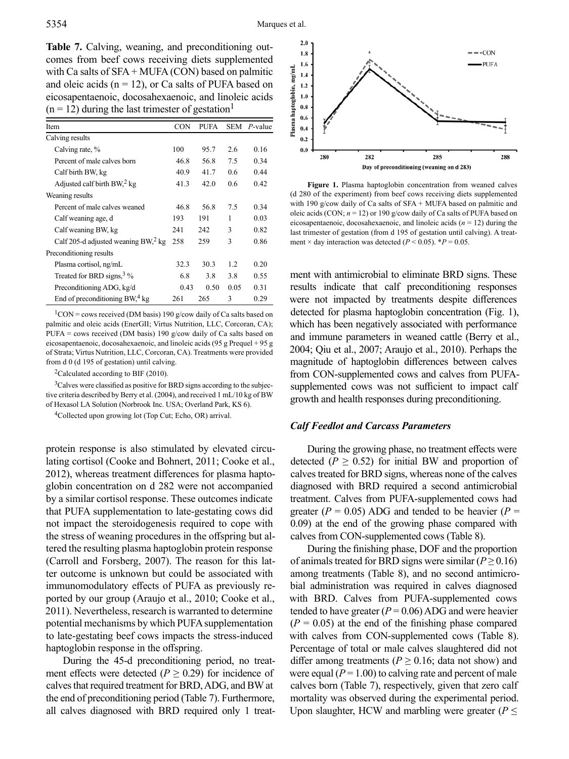**Table 7.** Calving, weaning, and preconditioning outcomes from beef cows receiving diets supplemented with Ca salts of SFA + MUFA (CON) based on palmitic and oleic acids (n = 12), or Ca salts of PUFA based on eicosapentaenoic, docosahexaenoic, and linoleic acids (n = 12) during the last trimester of gestation[1]

| Item | CON | PUFA | SEM | *P*-value |
|---|---|---|---|---|
| Calving results | | | | |
| Calving rate, % | 100 | 95.7 | 2.6 | 0.16 |
| Percent of male calves born | 46.8 | 56.8 | 7.5 | 0.34 |
| Calf birth BW, kg | 40.9 | 41.7 | 0.6 | 0.44 |
| Adjusted calf birth BW,[2] kg | 41.3 | 42.0 | 0.6 | 0.42 |
| Weaning results | | | | |
| Percent of male calves weaned | 46.8 | 56.8 | 7.5 | 0.34 |
| Calf weaning age, d | 193 | 191 | 1 | 0.03 |
| Calf weaning BW, kg | 241 | 242 | 3 | 0.82 |
| Calf 205-d adjusted weaning BW,[2] kg | 258 | 259 | 3 | 0.86 |
| Preconditioning results | | | | |
| Plasma cortisol, ng/mL | 32.3 | 30.3 | 1.2 | 0.20 |
| Treated for BRD signs,[3] % | 6.8 | 3.8 | 3.8 | 0.55 |
| Preconditioning ADG, kg/d | 0.43 | 0.50 | 0.05 | 0.31 |
| End of preconditioning BW,[4] kg | 261 | 265 | 3 | 0.29 |

[1]CON = cows received (DM basis) 190 g/cow daily of Ca salts based on palmitic and oleic acids (EnerGII; Virtus Nutrition, LLC, Corcoran, CA); PUFA = cows received (DM basis) 190 g/cow daily of Ca salts based on eicosapentaenoic, docosahexaenoic, and linoleic acids (95 g Prequel + 95 g of Strata; Virtus Nutrition, LLC, Corcoran, CA). Treatments were provided from d 0 (d 195 of gestation) until calving.

[2]Calculated according to BIF (2010).

[3]Calves were classified as positive for BRD signs according to the subjective criteria described by Berry et al. (2004), and received 1 mL/10 kg of BW of Hexasol LA Solution (Norbrook Inc. USA; Overland Park, KS 6).

[4]Collected upon growing lot (Top Cut; Echo, OR) arrival.

protein response is also stimulated by elevated circulating cortisol (Cooke and Bohnert, 2011; Cooke et al., 2012), whereas treatment differences for plasma haptoglobin concentration on d 282 were not accompanied by a similar cortisol response. These outcomes indicate that PUFA supplementation to late-gestating cows did not impact the steroidogenesis required to cope with the stress of weaning procedures in the offspring but altered the resulting plasma haptoglobin protein response (Carroll and Forsberg, 2007). The reason for this latter outcome is unknown but could be associated with immunomodulatory effects of PUFA as previously reported by our group (Araujo et al., 2010; Cooke et al., 2011). Nevertheless, research is warranted to determine potential mechanisms by which PUFA supplementation to late-gestating beef cows impacts the stress-induced haptoglobin response in the offspring.

During the 45-d preconditioning period, no treatment effects were detected ($P \geq 0.29$) for incidence of calves that required treatment for BRD, ADG, and BW at the end of preconditioning period (Table 7). Furthermore, all calves diagnosed with BRD required only 1 treatment with antimicrobial to eliminate BRD signs. These results indicate that calf preconditioning responses were not impacted by treatments despite differences detected for plasma haptoglobin concentration (Fig. 1), which has been negatively associated with performance and immune parameters in weaned cattle (Berry et al., 2004; Qiu et al., 2007; Araujo et al., 2010). Perhaps the magnitude of haptoglobin differences between calves from CON-supplemented cows and calves from PUFA-supplemented cows was not sufficient to impact calf growth and health responses during preconditioning.

**Figure 1.** Plasma haptoglobin concentration from weaned calves (d 280 of the experiment) from beef cows receiving diets supplemented with 190 g/cow daily of Ca salts of SFA + MUFA based on palmitic and oleic acids (CON; *n* = 12) or 190 g/cow daily of Ca salts of PUFA based on eicosapentaenoic, docosahexaenoic, and linoleic acids (*n* = 12) during the last trimester of gestation (from d 195 of gestation until calving). A treatment × day interaction was detected ($P < 0.05$). *$P = 0.05$.

### *Calf Feedlot and Carcass Parameters*

During the growing phase, no treatment effects were detected ($P \geq 0.52$) for initial BW and proportion of calves treated for BRD signs, whereas none of the calves diagnosed with BRD required a second antimicrobial treatment. Calves from PUFA-supplemented cows had greater ($P = 0.05$) ADG and tended to be heavier ($P = 0.09$) at the end of the growing phase compared with calves from CON-supplemented cows (Table 8).

During the finishing phase, DOF and the proportion of animals treated for BRD signs were similar ($P \geq 0.16$) among treatments (Table 8), and no second antimicrobial administration was required in calves diagnosed with BRD. Calves from PUFA-supplemented cows tended to have greater ($P = 0.06$) ADG and were heavier ($P = 0.05$) at the end of the finishing phase compared with calves from CON-supplemented cows (Table 8). Percentage of total or male calves slaughtered did not differ among treatments ($P \geq 0.16$; data not show) and were equal ($P = 1.00$) to calving rate and percent of male calves born (Table 7), respectively, given that zero calf mortality was observed during the experimental period. Upon slaughter, HCW and marbling were greater ($P \leq$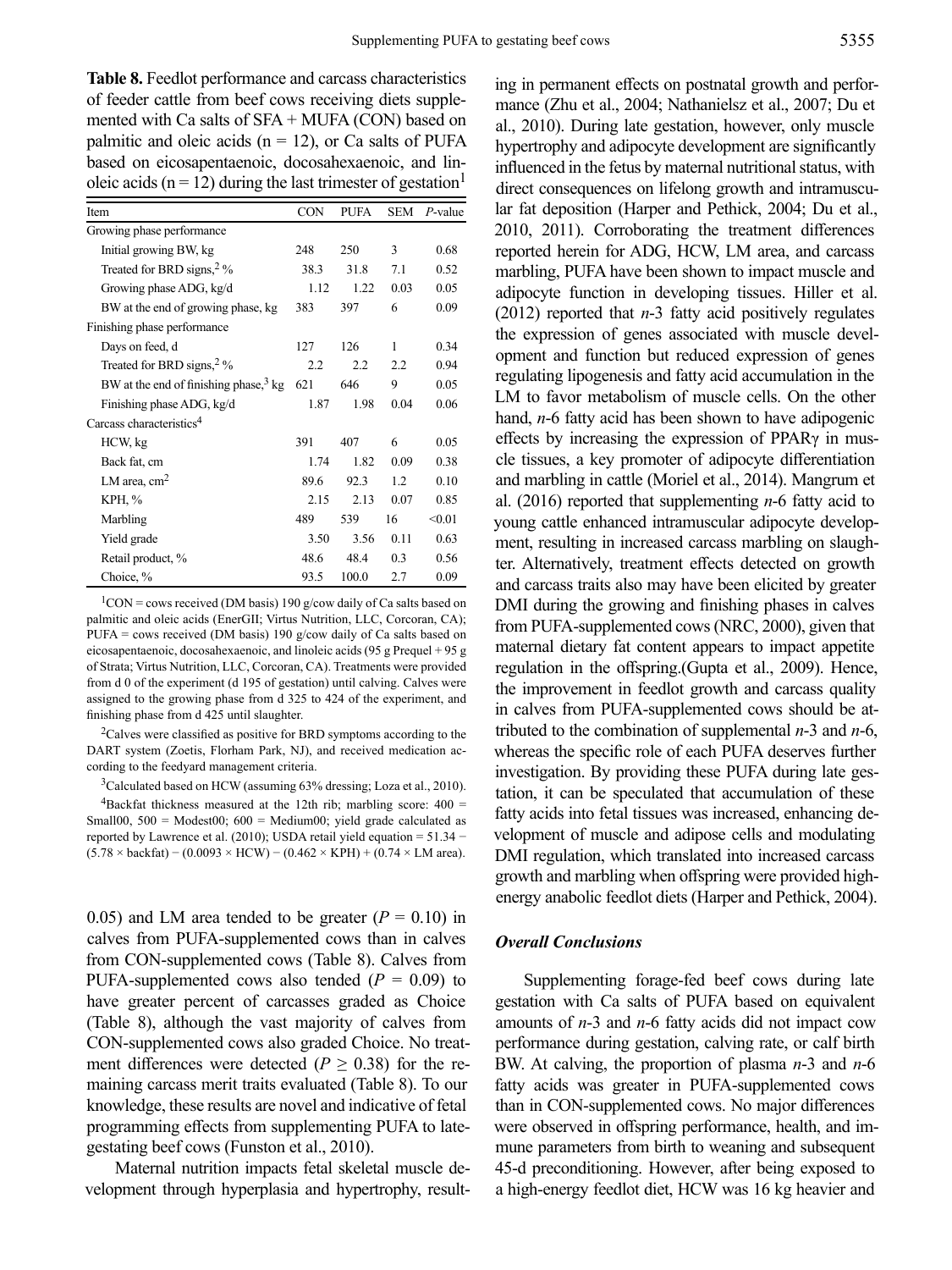**Table 8.** Feedlot performance and carcass characteristics of feeder cattle from beef cows receiving diets supplemented with Ca salts of SFA + MUFA (CON) based on palmitic and oleic acids (n = 12), or Ca salts of PUFA based on eicosapentaenoic, docosahexaenoic, and linoleic acids (n = 12) during the last trimester of gestation[1]

| Item | CON | PUFA | SEM | *P*-value |
|---|---|---|---|---|
| Growing phase performance | | | | |
| Initial growing BW, kg | 248 | 250 | 3 | 0.68 |
| Treated for BRD signs,[2] % | 38.3 | 31.8 | 7.1 | 0.52 |
| Growing phase ADG, kg/d | 1.12 | 1.22 | 0.03 | 0.05 |
| BW at the end of growing phase, kg | 383 | 397 | 6 | 0.09 |
| Finishing phase performance | | | | |
| Days on feed, d | 127 | 126 | 1 | 0.34 |
| Treated for BRD signs,[2] % | 2.2 | 2.2 | 2.2 | 0.94 |
| BW at the end of finishing phase,[3] kg | 621 | 646 | 9 | 0.05 |
| Finishing phase ADG, kg/d | 1.87 | 1.98 | 0.04 | 0.06 |
| Carcass characteristics[4] | | | | |
| HCW, kg | 391 | 407 | 6 | 0.05 |
| Back fat, cm | 1.74 | 1.82 | 0.09 | 0.38 |
| LM area, $cm^2$ | 89.6 | 92.3 | 1.2 | 0.10 |
| KPH, % | 2.15 | 2.13 | 0.07 | 0.85 |
| Marbling | 489 | 539 | 16 | <0.01 |
| Yield grade | 3.50 | 3.56 | 0.11 | 0.63 |
| Retail product, % | 48.6 | 48.4 | 0.3 | 0.56 |
| Choice, % | 93.5 | 100.0 | 2.7 | 0.09 |

[1]CON = cows received (DM basis) 190 g/cow daily of Ca salts based on palmitic and oleic acids (EnerGII; Virtus Nutrition, LLC, Corcoran, CA); PUFA = cows received (DM basis) 190 g/cow daily of Ca salts based on eicosapentaenoic, docosahexaenoic, and linoleic acids (95 g Prequel + 95 g of Strata; Virtus Nutrition, LLC, Corcoran, CA). Treatments were provided from d 0 of the experiment (d 195 of gestation) until calving. Calves were assigned to the growing phase from d 325 to 424 of the experiment, and finishing phase from d 425 until slaughter.

[2]Calves were classified as positive for BRD symptoms according to the DART system (Zoetis, Florham Park, NJ), and received medication according to the feedyard management criteria.

[3]Calculated based on HCW (assuming 63% dressing; Loza et al., 2010).

[4]Backfat thickness measured at the 12th rib; marbling score: 400 = Small00, 500 = Modest00; 600 = Medium00; yield grade calculated as reported by Lawrence et al. (2010); USDA retail yield equation = 51.34 − (5.78 × backfat) − (0.0093 × HCW) − (0.462 × KPH) + (0.74 × LM area).

0.05) and LM area tended to be greater ($P = 0.10$) in calves from PUFA-supplemented cows than in calves from CON-supplemented cows (Table 8). Calves from PUFA-supplemented cows also tended ($P = 0.09$) to have greater percent of carcasses graded as Choice (Table 8), although the vast majority of calves from CON-supplemented cows also graded Choice. No treatment differences were detected ($P \geq 0.38$) for the remaining carcass merit traits evaluated (Table 8). To our knowledge, these results are novel and indicative of fetal programming effects from supplementing PUFA to late-gestating beef cows (Funston et al., 2010).

Maternal nutrition impacts fetal skeletal muscle development through hyperplasia and hypertrophy, resulting in permanent effects on postnatal growth and performance (Zhu et al., 2004; Nathanielsz et al., 2007; Du et al., 2010). During late gestation, however, only muscle hypertrophy and adipocyte development are significantly influenced in the fetus by maternal nutritional status, with direct consequences on lifelong growth and intramuscular fat deposition (Harper and Pethick, 2004; Du et al., 2010, 2011). Corroborating the treatment differences reported herein for ADG, HCW, LM area, and carcass marbling, PUFA have been shown to impact muscle and adipocyte function in developing tissues. Hiller et al. (2012) reported that *n*-3 fatty acid positively regulates the expression of genes associated with muscle development and function but reduced expression of genes regulating lipogenesis and fatty acid accumulation in the LM to favor metabolism of muscle cells. On the other hand, *n*-6 fatty acid has been shown to have adipogenic effects by increasing the expression of PPARγ in muscle tissues, a key promoter of adipocyte differentiation and marbling in cattle (Moriel et al., 2014). Mangrum et al. (2016) reported that supplementing *n*-6 fatty acid to young cattle enhanced intramuscular adipocyte development, resulting in increased carcass marbling on slaughter. Alternatively, treatment effects detected on growth and carcass traits also may have been elicited by greater DMI during the growing and finishing phases in calves from PUFA-supplemented cows (NRC, 2000), given that maternal dietary fat content appears to impact appetite regulation in the offspring.(Gupta et al., 2009). Hence, the improvement in feedlot growth and carcass quality in calves from PUFA-supplemented cows should be attributed to the combination of supplemental *n*-3 and *n*-6, whereas the specific role of each PUFA deserves further investigation. By providing these PUFA during late gestation, it can be speculated that accumulation of these fatty acids into fetal tissues was increased, enhancing development of muscle and adipose cells and modulating DMI regulation, which translated into increased carcass growth and marbling when offspring were provided high-energy anabolic feedlot diets (Harper and Pethick, 2004).

### *Overall Conclusions*

Supplementing forage-fed beef cows during late gestation with Ca salts of PUFA based on equivalent amounts of *n*-3 and *n*-6 fatty acids did not impact cow performance during gestation, calving rate, or calf birth BW. At calving, the proportion of plasma *n*-3 and *n*-6 fatty acids was greater in PUFA-supplemented cows than in CON-supplemented cows. No major differences were observed in offspring performance, health, and immune parameters from birth to weaning and subsequent 45-d preconditioning. However, after being exposed to a high-energy feedlot diet, HCW was 16 kg heavier and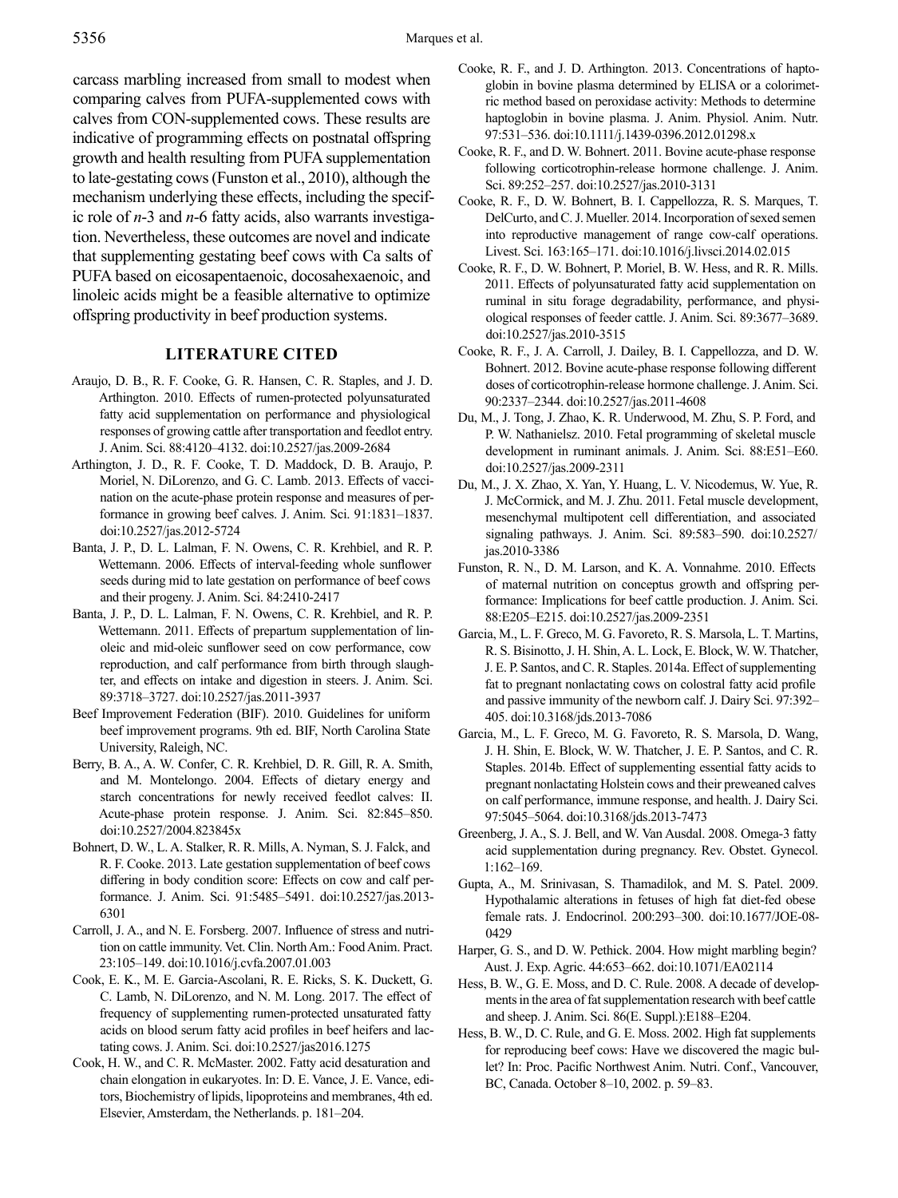carcass marbling increased from small to modest when comparing calves from PUFA-supplemented cows with calves from CON-supplemented cows. These results are indicative of programming effects on postnatal offspring growth and health resulting from PUFA supplementation to late-gestating cows (Funston et al., 2010), although the mechanism underlying these effects, including the specific role of *n*-3 and *n*-6 fatty acids, also warrants investigation. Nevertheless, these outcomes are novel and indicate that supplementing gestating beef cows with Ca salts of PUFA based on eicosapentaenoic, docosahexaenoic, and linoleic acids might be a feasible alternative to optimize offspring productivity in beef production systems.

## LITERATURE CITED

Araujo, D. B., R. F. Cooke, G. R. Hansen, C. R. Staples, and J. D. Arthington. 2010. Effects of rumen-protected polyunsaturated fatty acid supplementation on performance and physiological responses of growing cattle after transportation and feedlot entry. J. Anim. Sci. 88:4120–4132. doi:10.2527/jas.2009-2684

Arthington, J. D., R. F. Cooke, T. D. Maddock, D. B. Araujo, P. Moriel, N. DiLorenzo, and G. C. Lamb. 2013. Effects of vaccination on the acute-phase protein response and measures of performance in growing beef calves. J. Anim. Sci. 91:1831–1837. doi:10.2527/jas.2012-5724

Banta, J. P., D. L. Lalman, F. N. Owens, C. R. Krehbiel, and R. P. Wettemann. 2006. Effects of interval-feeding whole sunflower seeds during mid to late gestation on performance of beef cows and their progeny. J. Anim. Sci. 84:2410-2417

Banta, J. P., D. L. Lalman, F. N. Owens, C. R. Krehbiel, and R. P. Wettemann. 2011. Effects of prepartum supplementation of linoleic and mid-oleic sunflower seed on cow performance, cow reproduction, and calf performance from birth through slaughter, and effects on intake and digestion in steers. J. Anim. Sci. 89:3718–3727. doi:10.2527/jas.2011-3937

Beef Improvement Federation (BIF). 2010. Guidelines for uniform beef improvement programs. 9th ed. BIF, North Carolina State University, Raleigh, NC.

Berry, B. A., A. W. Confer, C. R. Krehbiel, D. R. Gill, R. A. Smith, and M. Montelongo. 2004. Effects of dietary energy and starch concentrations for newly received feedlot calves: II. Acute-phase protein response. J. Anim. Sci. 82:845–850. doi:10.2527/2004.823845x

Bohnert, D. W., L. A. Stalker, R. R. Mills, A. Nyman, S. J. Falck, and R. F. Cooke. 2013. Late gestation supplementation of beef cows differing in body condition score: Effects on cow and calf performance. J. Anim. Sci. 91:5485–5491. doi:10.2527/jas.2013-6301

Carroll, J. A., and N. E. Forsberg. 2007. Influence of stress and nutrition on cattle immunity. Vet. Clin. North Am.: Food Anim. Pract. 23:105–149. doi:10.1016/j.cvfa.2007.01.003

Cook, E. K., M. E. Garcia-Ascolani, R. E. Ricks, S. K. Duckett, G. C. Lamb, N. DiLorenzo, and N. M. Long. 2017. The effect of frequency of supplementing rumen-protected unsaturated fatty acids on blood serum fatty acid profiles in beef heifers and lactating cows. J. Anim. Sci. doi:10.2527/jas2016.1275

Cook, H. W., and C. R. McMaster. 2002. Fatty acid desaturation and chain elongation in eukaryotes. In: D. E. Vance, J. E. Vance, editors, Biochemistry of lipids, lipoproteins and membranes, 4th ed. Elsevier, Amsterdam, the Netherlands. p. 181–204.

Cooke, R. F., and J. D. Arthington. 2013. Concentrations of haptoglobin in bovine plasma determined by ELISA or a colorimetric method based on peroxidase activity: Methods to determine haptoglobin in bovine plasma. J. Anim. Physiol. Anim. Nutr. 97:531–536. doi:10.1111/j.1439-0396.2012.01298.x

Cooke, R. F., and D. W. Bohnert. 2011. Bovine acute-phase response following corticotrophin-release hormone challenge. J. Anim. Sci. 89:252–257. doi:10.2527/jas.2010-3131

Cooke, R. F., D. W. Bohnert, B. I. Cappellozza, R. S. Marques, T. DelCurto, and C. J. Mueller. 2014. Incorporation of sexed semen into reproductive management of range cow-calf operations. Livest. Sci. 163:165–171. doi:10.1016/j.livsci.2014.02.015

Cooke, R. F., D. W. Bohnert, P. Moriel, B. W. Hess, and R. R. Mills. 2011. Effects of polyunsaturated fatty acid supplementation on ruminal in situ forage degradability, performance, and physiological responses of feeder cattle. J. Anim. Sci. 89:3677–3689. doi:10.2527/jas.2010-3515

Cooke, R. F., J. A. Carroll, J. Dailey, B. I. Cappellozza, and D. W. Bohnert. 2012. Bovine acute-phase response following different doses of corticotrophin-release hormone challenge. J. Anim. Sci. 90:2337–2344. doi:10.2527/jas.2011-4608

Du, M., J. Tong, J. Zhao, K. R. Underwood, M. Zhu, S. P. Ford, and P. W. Nathanielsz. 2010. Fetal programming of skeletal muscle development in ruminant animals. J. Anim. Sci. 88:E51–E60. doi:10.2527/jas.2009-2311

Du, M., J. X. Zhao, X. Yan, Y. Huang, L. V. Nicodemus, W. Yue, R. J. McCormick, and M. J. Zhu. 2011. Fetal muscle development, mesenchymal multipotent cell differentiation, and associated signaling pathways. J. Anim. Sci. 89:583–590. doi:10.2527/jas.2010-3386

Funston, R. N., D. M. Larson, and K. A. Vonnahme. 2010. Effects of maternal nutrition on conceptus growth and offspring performance: Implications for beef cattle production. J. Anim. Sci. 88:E205–E215. doi:10.2527/jas.2009-2351

Garcia, M., L. F. Greco, M. G. Favoreto, R. S. Marsola, L. T. Martins, R. S. Bisinotto, J. H. Shin, A. L. Lock, E. Block, W. W. Thatcher, J. E. P. Santos, and C. R. Staples. 2014a. Effect of supplementing fat to pregnant nonlactating cows on colostral fatty acid profile and passive immunity of the newborn calf. J. Dairy Sci. 97:392–405. doi:10.3168/jds.2013-7086

Garcia, M., L. F. Greco, M. G. Favoreto, R. S. Marsola, D. Wang, J. H. Shin, E. Block, W. W. Thatcher, J. E. P. Santos, and C. R. Staples. 2014b. Effect of supplementing essential fatty acids to pregnant nonlactating Holstein cows and their preweaned calves on calf performance, immune response, and health. J. Dairy Sci. 97:5045–5064. doi:10.3168/jds.2013-7473

Greenberg, J. A., S. J. Bell, and W. Van Ausdal. 2008. Omega-3 fatty acid supplementation during pregnancy. Rev. Obstet. Gynecol. 1:162–169.

Gupta, A., M. Srinivasan, S. Thamadilok, and M. S. Patel. 2009. Hypothalamic alterations in fetuses of high fat diet-fed obese female rats. J. Endocrinol. 200:293–300. doi:10.1677/JOE-08-0429

Harper, G. S., and D. W. Pethick. 2004. How might marbling begin? Aust. J. Exp. Agric. 44:653–662. doi:10.1071/EA02114

Hess, B. W., G. E. Moss, and D. C. Rule. 2008. A decade of developments in the area of fat supplementation research with beef cattle and sheep. J. Anim. Sci. 86(E. Suppl.):E188–E204.

Hess, B. W., D. C. Rule, and G. E. Moss. 2002. High fat supplements for reproducing beef cows: Have we discovered the magic bullet? In: Proc. Pacific Northwest Anim. Nutri. Conf., Vancouver, BC, Canada. October 8–10, 2002. p. 59–83.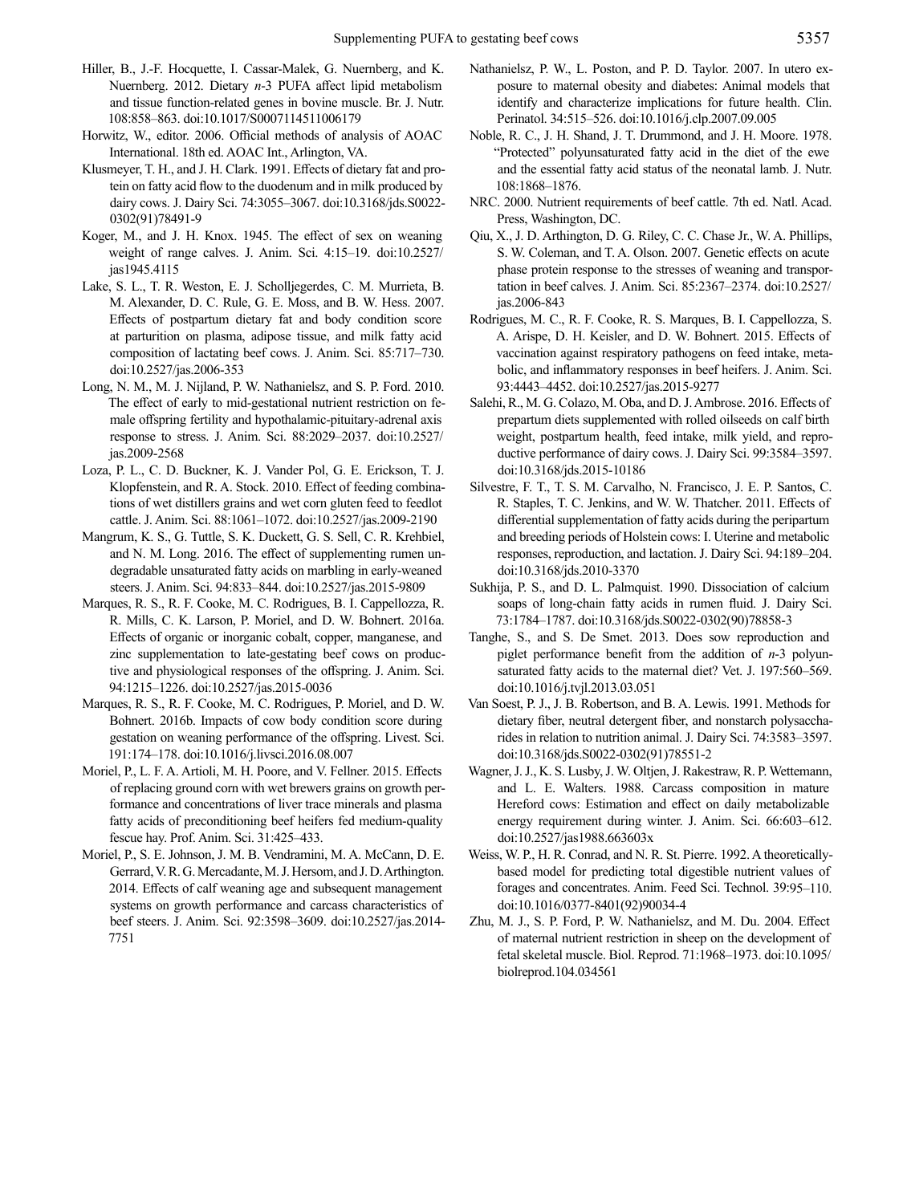Hiller, B., J.-F. Hocquette, I. Cassar-Malek, G. Nuernberg, and K. Nuernberg. 2012. Dietary *n*-3 PUFA affect lipid metabolism and tissue function-related genes in bovine muscle. Br. J. Nutr. 108:858–863. doi:10.1017/S0007114511006179

Horwitz, W., editor. 2006. Official methods of analysis of AOAC International. 18th ed. AOAC Int., Arlington, VA.

Klusmeyer, T. H., and J. H. Clark. 1991. Effects of dietary fat and protein on fatty acid flow to the duodenum and in milk produced by dairy cows. J. Dairy Sci. 74:3055–3067. doi:10.3168/jds.S0022-0302(91)78491-9

Koger, M., and J. H. Knox. 1945. The effect of sex on weaning weight of range calves. J. Anim. Sci. 4:15–19. doi:10.2527/jas1945.4115

Lake, S. L., T. R. Weston, E. J. Scholljegerdes, C. M. Murrieta, B. M. Alexander, D. C. Rule, G. E. Moss, and B. W. Hess. 2007. Effects of postpartum dietary fat and body condition score at parturition on plasma, adipose tissue, and milk fatty acid composition of lactating beef cows. J. Anim. Sci. 85:717–730. doi:10.2527/jas.2006-353

Long, N. M., M. J. Nijland, P. W. Nathanielsz, and S. P. Ford. 2010. The effect of early to mid-gestational nutrient restriction on female offspring fertility and hypothalamic-pituitary-adrenal axis response to stress. J. Anim. Sci. 88:2029–2037. doi:10.2527/jas.2009-2568

Loza, P. L., C. D. Buckner, K. J. Vander Pol, G. E. Erickson, T. J. Klopfenstein, and R. A. Stock. 2010. Effect of feeding combinations of wet distillers grains and wet corn gluten feed to feedlot cattle. J. Anim. Sci. 88:1061–1072. doi:10.2527/jas.2009-2190

Mangrum, K. S., G. Tuttle, S. K. Duckett, G. S. Sell, C. R. Krehbiel, and N. M. Long. 2016. The effect of supplementing rumen undegradable unsaturated fatty acids on marbling in early-weaned steers. J. Anim. Sci. 94:833–844. doi:10.2527/jas.2015-9809

Marques, R. S., R. F. Cooke, M. C. Rodrigues, B. I. Cappellozza, R. R. Mills, C. K. Larson, P. Moriel, and D. W. Bohnert. 2016a. Effects of organic or inorganic cobalt, copper, manganese, and zinc supplementation to late-gestating beef cows on productive and physiological responses of the offspring. J. Anim. Sci. 94:1215–1226. doi:10.2527/jas.2015-0036

Marques, R. S., R. F. Cooke, M. C. Rodrigues, P. Moriel, and D. W. Bohnert. 2016b. Impacts of cow body condition score during gestation on weaning performance of the offspring. Livest. Sci. 191:174–178. doi:10.1016/j.livsci.2016.08.007

Moriel, P., L. F. A. Artioli, M. H. Poore, and V. Fellner. 2015. Effects of replacing ground corn with wet brewers grains on growth performance and concentrations of liver trace minerals and plasma fatty acids of preconditioning beef heifers fed medium-quality fescue hay. Prof. Anim. Sci. 31:425–433.

Moriel, P., S. E. Johnson, J. M. B. Vendramini, M. A. McCann, D. E. Gerrard, V. R. G. Mercadante, M. J. Hersom, and J. D. Arthington. 2014. Effects of calf weaning age and subsequent management systems on growth performance and carcass characteristics of beef steers. J. Anim. Sci. 92:3598–3609. doi:10.2527/jas.2014-7751

Nathanielsz, P. W., L. Poston, and P. D. Taylor. 2007. In utero exposure to maternal obesity and diabetes: Animal models that identify and characterize implications for future health. Clin. Perinatol. 34:515–526. doi:10.1016/j.clp.2007.09.005

Noble, R. C., J. H. Shand, J. T. Drummond, and J. H. Moore. 1978. "Protected" polyunsaturated fatty acid in the diet of the ewe and the essential fatty acid status of the neonatal lamb. J. Nutr. 108:1868–1876.

NRC. 2000. Nutrient requirements of beef cattle. 7th ed. Natl. Acad. Press, Washington, DC.

Qiu, X., J. D. Arthington, D. G. Riley, C. C. Chase Jr., W. A. Phillips, S. W. Coleman, and T. A. Olson. 2007. Genetic effects on acute phase protein response to the stresses of weaning and transportation in beef calves. J. Anim. Sci. 85:2367–2374. doi:10.2527/jas.2006-843

Rodrigues, M. C., R. F. Cooke, R. S. Marques, B. I. Cappellozza, S. A. Arispe, D. H. Keisler, and D. W. Bohnert. 2015. Effects of vaccination against respiratory pathogens on feed intake, metabolic, and inflammatory responses in beef heifers. J. Anim. Sci. 93:4443–4452. doi:10.2527/jas.2015-9277

Salehi, R., M. G. Colazo, M. Oba, and D. J. Ambrose. 2016. Effects of prepartum diets supplemented with rolled oilseeds on calf birth weight, postpartum health, feed intake, milk yield, and reproductive performance of dairy cows. J. Dairy Sci. 99:3584–3597. doi:10.3168/jds.2015-10186

Silvestre, F. T., T. S. M. Carvalho, N. Francisco, J. E. P. Santos, C. R. Staples, T. C. Jenkins, and W. W. Thatcher. 2011. Effects of differential supplementation of fatty acids during the peripartum and breeding periods of Holstein cows: I. Uterine and metabolic responses, reproduction, and lactation. J. Dairy Sci. 94:189–204. doi:10.3168/jds.2010-3370

Sukhija, P. S., and D. L. Palmquist. 1990. Dissociation of calcium soaps of long-chain fatty acids in rumen fluid. J. Dairy Sci. 73:1784–1787. doi:10.3168/jds.S0022-0302(90)78858-3

Tanghe, S., and S. De Smet. 2013. Does sow reproduction and piglet performance benefit from the addition of *n*-3 polyunsaturated fatty acids to the maternal diet? Vet. J. 197:560–569. doi:10.1016/j.tvjl.2013.03.051

Van Soest, P. J., J. B. Robertson, and B. A. Lewis. 1991. Methods for dietary fiber, neutral detergent fiber, and nonstarch polysaccharides in relation to nutrition animal. J. Dairy Sci. 74:3583–3597. doi:10.3168/jds.S0022-0302(91)78551-2

Wagner, J. J., K. S. Lusby, J. W. Oltjen, J. Rakestraw, R. P. Wettemann, and L. E. Walters. 1988. Carcass composition in mature Hereford cows: Estimation and effect on daily metabolizable energy requirement during winter. J. Anim. Sci. 66:603–612. doi:10.2527/jas1988.663603x

Weiss, W. P., H. R. Conrad, and N. R. St. Pierre. 1992. A theoretically-based model for predicting total digestible nutrient values of forages and concentrates. Anim. Feed Sci. Technol. 39:95–110. doi:10.1016/0377-8401(92)90034-4

Zhu, M. J., S. P. Ford, P. W. Nathanielsz, and M. Du. 2004. Effect of maternal nutrient restriction in sheep on the development of fetal skeletal muscle. Biol. Reprod. 71:1968–1973. doi:10.1095/biolreprod.104.034561